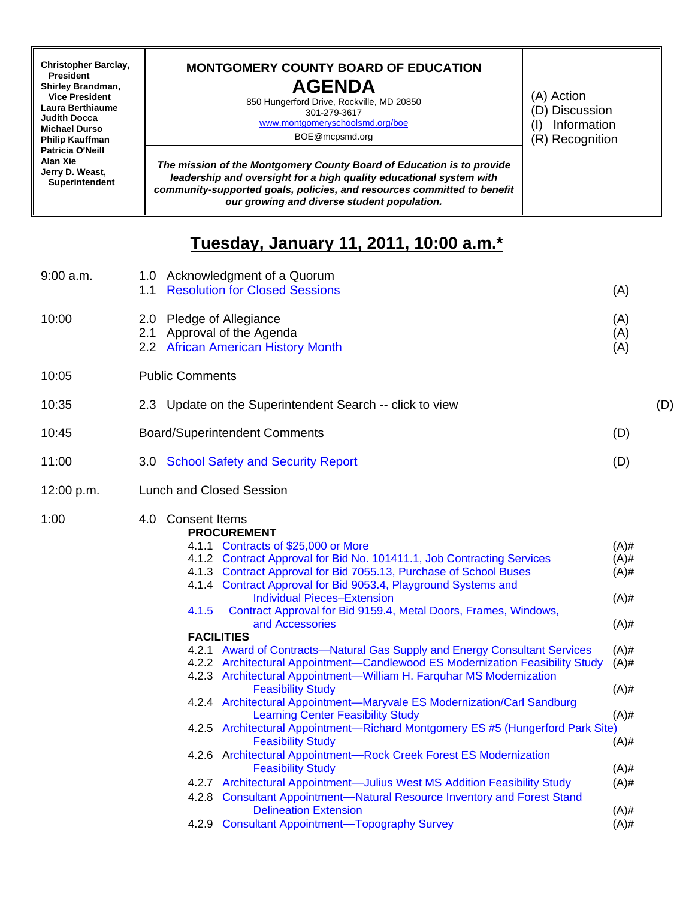| Christopher Barclay, President<br>Shirley Brandman, Vice President<br>Laura Berthiaume<br>Judith Docca<br>Michael Durso<br>Philip Kauffman<br>Patricia O'Neill<br>Alan Xie<br>Jerry D. Weast, Superintendent | **MONTGOMERY COUNTY BOARD OF EDUCATION**<br>**AGENDA**<br>850 Hungerford Drive, Rockville, MD 20850<br>301-279-3617<br>www.montgomeryschoolsmd.org/boe<br>BOE@mcpsmd.org<br><br>***The mission of the Montgomery County Board of Education is to provide leadership and oversight for a high quality educational system with community-supported goals, policies, and resources committed to benefit our growing and diverse student population.*** | (A) Action<br>(D) Discussion<br>(I) Information<br>(R) Recognition |
|---|---|---|

## Tuesday, January 11, 2011, 10:00 a.m.*

| Time | Item | |
|---|---|---|
| 9:00 a.m. | 1.0 Acknowledgment of a Quorum | |
| | 1.1 Resolution for Closed Sessions | (A) |
| 10:00 | 2.0 Pledge of Allegiance | (A) |
| | 2.1 Approval of the Agenda | (A) |
| | 2.2 African American History Month | (A) |
| 10:05 | Public Comments | |
| 10:35 | 2.3 Update on the Superintendent Search -- click to view | (D) |
| 10:45 | Board/Superintendent Comments | (D) |
| 11:00 | 3.0 School Safety and Security Report | (D) |
| 12:00 p.m. | Lunch and Closed Session | |
| 1:00 | 4.0 Consent Items | |
| | **PROCUREMENT** | |
| | 4.1.1 Contracts of $25,000 or More | (A)# |
| | 4.1.2 Contract Approval for Bid No. 101411.1, Job Contracting Services | (A)# |
| | 4.1.3 Contract Approval for Bid 7055.13, Purchase of School Buses | (A)# |
| | 4.1.4 Contract Approval for Bid 9053.4, Playground Systems and Individual Pieces–Extension | (A)# |
| | 4.1.5 Contract Approval for Bid 9159.4, Metal Doors, Frames, Windows, and Accessories | (A)# |
| | **FACILITIES** | |
| | 4.2.1 Award of Contracts—Natural Gas Supply and Energy Consultant Services | (A)# |
| | 4.2.2 Architectural Appointment—Candlewood ES Modernization Feasibility Study | (A)# |
| | 4.2.3 Architectural Appointment—William H. Farquhar MS Modernization Feasibility Study | (A)# |
| | 4.2.4 Architectural Appointment—Maryvale ES Modernization/Carl Sandburg Learning Center Feasibility Study | (A)# |
| | 4.2.5 Architectural Appointment—Richard Montgomery ES #5 (Hungerford Park Site) Feasibility Study | (A)# |
| | 4.2.6 Architectural Appointment—Rock Creek Forest ES Modernization Feasibility Study | (A)# |
| | 4.2.7 Architectural Appointment—Julius West MS Addition Feasibility Study | (A)# |
| | 4.2.8 Consultant Appointment—Natural Resource Inventory and Forest Stand Delineation Extension | (A)# |
| | 4.2.9 Consultant Appointment—Topography Survey | (A)# |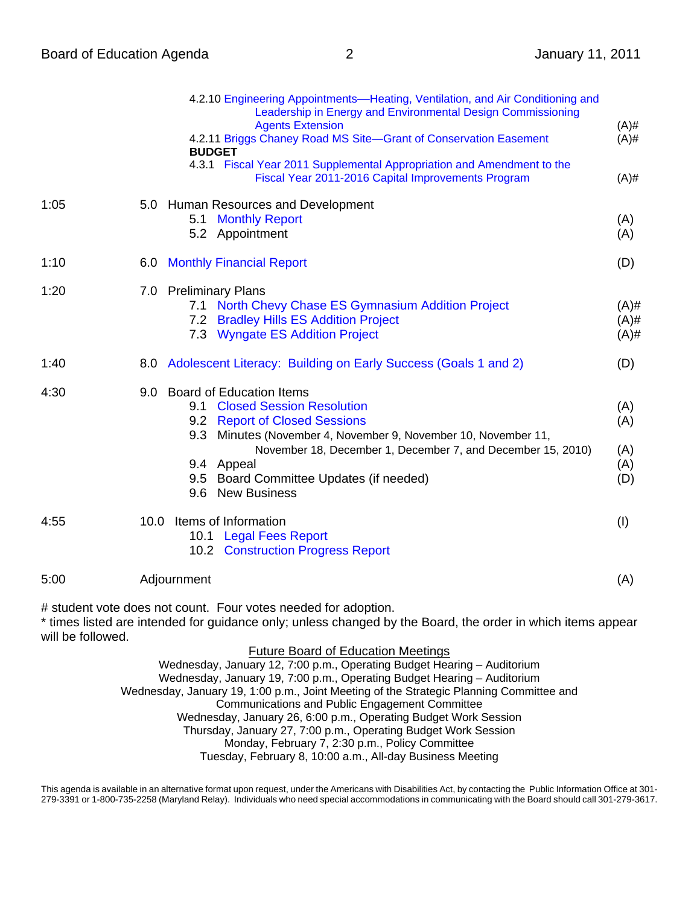| | | |
|---|---|---|
| | 4.2.10 Engineering Appointments—Heating, Ventilation, and Air Conditioning and Leadership in Energy and Environmental Design Commissioning Agents Extension | (A)# |
| | 4.2.11 Briggs Chaney Road MS Site—Grant of Conservation Easement | (A)# |
| | **BUDGET** | |
| | 4.3.1 Fiscal Year 2011 Supplemental Appropriation and Amendment to the Fiscal Year 2011-2016 Capital Improvements Program | (A)# |
| 1:05 | 5.0 Human Resources and Development | |
| | 5.1 Monthly Report | (A) |
| | 5.2 Appointment | (A) |
| 1:10 | 6.0 Monthly Financial Report | (D) |
| 1:20 | 7.0 Preliminary Plans | |
| | 7.1 North Chevy Chase ES Gymnasium Addition Project | (A)# |
| | 7.2 Bradley Hills ES Addition Project | (A)# |
| | 7.3 Wyngate ES Addition Project | (A)# |
| 1:40 | 8.0 Adolescent Literacy: Building on Early Success (Goals 1 and 2) | (D) |
| 4:30 | 9.0 Board of Education Items | |
| | 9.1 Closed Session Resolution | (A) |
| | 9.2 Report of Closed Sessions | (A) |
| | 9.3 Minutes (November 4, November 9, November 10, November 11, November 18, December 1, December 7, and December 15, 2010) | (A) |
| | 9.4 Appeal | (A) |
| | 9.5 Board Committee Updates (if needed) | (D) |
| | 9.6 New Business | |
| 4:55 | 10.0 Items of Information | (I) |
| | 10.1 Legal Fees Report | |
| | 10.2 Construction Progress Report | |
| 5:00 | Adjournment | (A) |

# student vote does not count. Four votes needed for adoption.
* times listed are intended for guidance only; unless changed by the Board, the order in which items appear will be followed.

Future Board of Education Meetings

Wednesday, January 12, 7:00 p.m., Operating Budget Hearing – Auditorium
Wednesday, January 19, 7:00 p.m., Operating Budget Hearing – Auditorium
Wednesday, January 19, 1:00 p.m., Joint Meeting of the Strategic Planning Committee and Communications and Public Engagement Committee
Wednesday, January 26, 6:00 p.m., Operating Budget Work Session
Thursday, January 27, 7:00 p.m., Operating Budget Work Session
Monday, February 7, 2:30 p.m., Policy Committee
Tuesday, February 8, 10:00 a.m., All-day Business Meeting

This agenda is available in an alternative format upon request, under the Americans with Disabilities Act, by contacting the Public Information Office at 301-279-3391 or 1-800-735-2258 (Maryland Relay). Individuals who need special accommodations in communicating with the Board should call 301-279-3617.